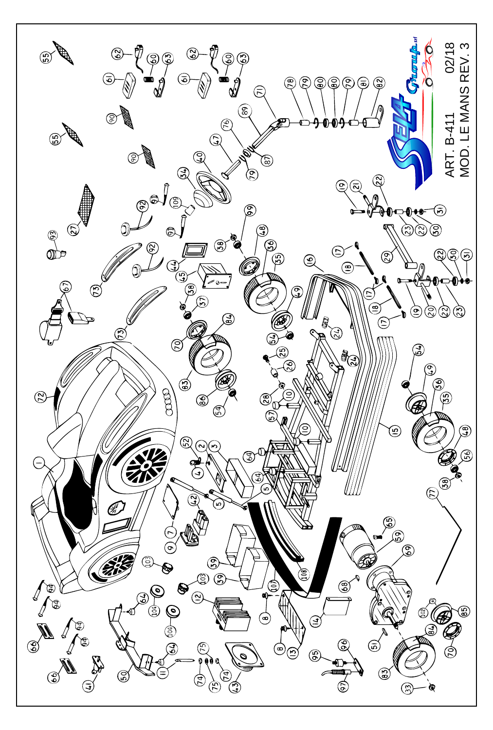ART. B-411 02/18

MOD. LE MANS REV. 3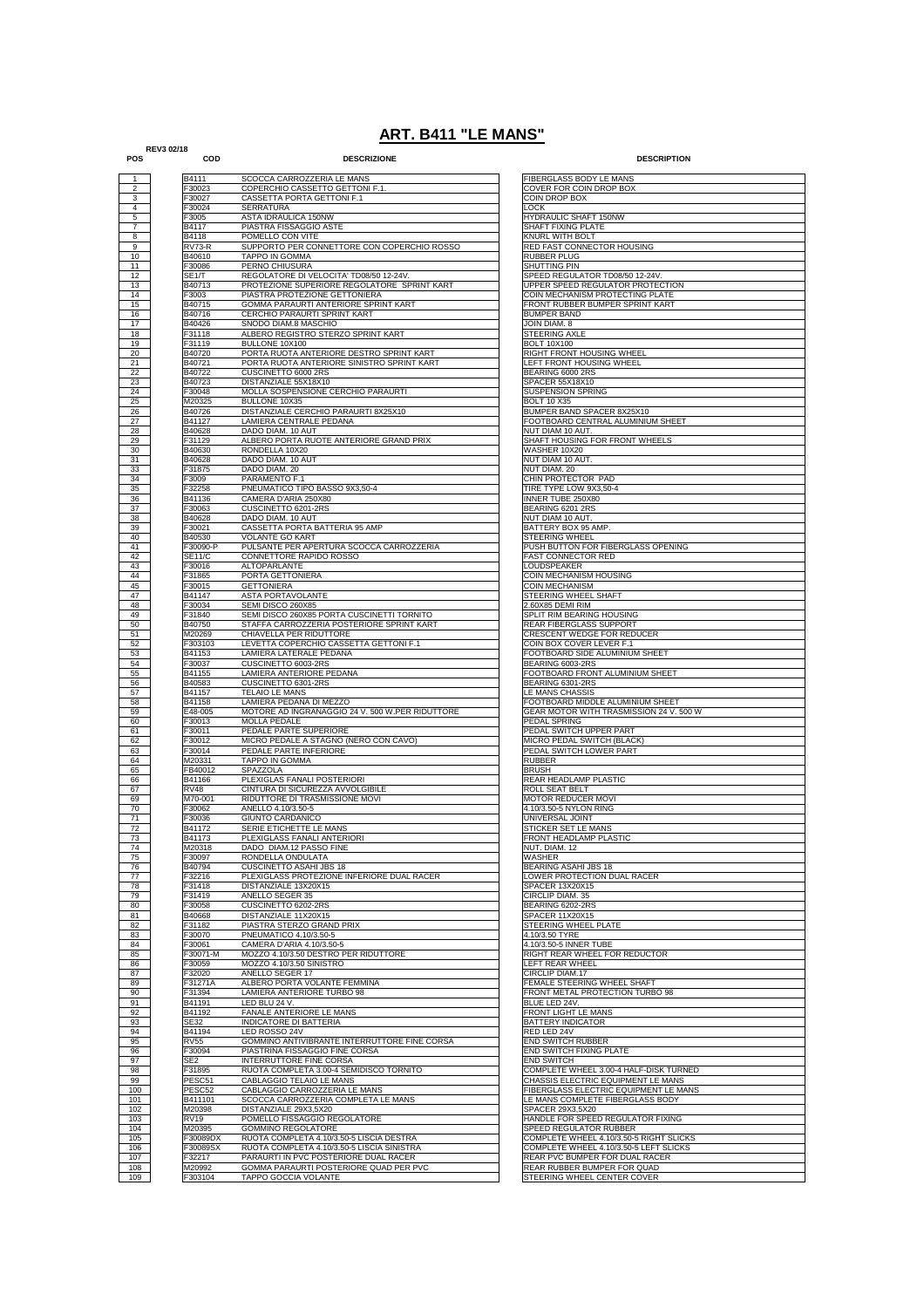# ART. B411 "LE MANS"

REV3 02/18

| POS | COD | DESCRIZIONE | DESCRIPTION |
|---|---|---|---|
| 1 | B4111 | SCOCCA CARROZZERIA LE MANS | FIBERGLASS BODY LE MANS |
| 2 | F30023 | COPERCHIO CASSETTO GETTONI F.1. | COVER FOR COIN DROP BOX |
| 3 | F30027 | CASSETTA PORTA GETTONI F.1 | COIN DROP BOX |
| 4 | F30024 | SERRATURA | LOCK |
| 5 | F3005 | ASTA IDRAULICA 150NW | HYDRAULIC SHAFT 150NW |
| 7 | B4117 | PIASTRA FISSAGGIO ASTE | SHAFT FIXING PLATE |
| 8 | B4118 | POMELLO CON VITE | KNURL WITH BOLT |
| 9 | RV73-R | SUPPORTO PER CONNETTORE CON COPERCHIO ROSSO | RED FAST CONNECTOR HOUSING |
| 10 | B40610 | TAPPO IN GOMMA | RUBBER PLUG |
| 11 | F30086 | PERNO CHIUSURA | SHUTTING PIN |
| 12 | SE1/T | REGOLATORE DI VELOCITA' TD08/50 12-24V. | SPEED REGULATOR TD08/50 12-24V. |
| 13 | B40713 | PROTEZIONE SUPERIORE REGOLATORE SPRINT KART | UPPER SPEED REGULATOR PROTECTION |
| 14 | F3003 | PIASTRA PROTEZIONE GETTONIERA | COIN MECHANISM PROTECTING PLATE |
| 15 | B40715 | GOMMA PARAURTI ANTERIORE SPRINT KART | FRONT RUBBER BUMPER SPRINT KART |
| 16 | B40716 | CERCHIO PARAURTI SPRINT KART | BUMPER BAND |
| 17 | B40426 | SNODO DIAM.8 MASCHIO | JOIN DIAM. 8 |
| 18 | F31118 | ALBERO REGISTRO STERZO SPRINT KART | STEERING AXLE |
| 19 | F31119 | BULLONE 10X100 | BOLT 10X100 |
| 20 | B40720 | PORTA RUOTA ANTERIORE DESTRO SPRINT KART | RIGHT FRONT HOUSING WHEEL |
| 21 | B40721 | PORTA RUOTA ANTERIORE SINISTRO SPRINT KART | LEFT FRONT HOUSING WHEEL |
| 22 | B40722 | CUSCINETTO 6000 2RS | BEARING 6000 2RS |
| 23 | B40723 | DISTANZIALE 55X18X10 | SPACER 55X18X10 |
| 24 | F30048 | MOLLA SOSPENSIONE CERCHIO PARAURTI | SUSPENSION SPRING |
| 25 | M20325 | BULLONE 10X35 | BOLT 10 X35 |
| 26 | B40726 | DISTANZIALE CERCHIO PARAURTI 8X25X10 | BUMPER BAND SPACER 8X25X10 |
| 27 | B41127 | LAMIERA CENTRALE PEDANA | FOOTBOARD CENTRAL ALUMINIUM SHEET |
| 28 | B40628 | DADO DIAM. 10 AUT | NUT DIAM 10 AUT. |
| 29 | F31129 | ALBERO PORTA RUOTE ANTERIORE GRAND PRIX | SHAFT HOUSING FOR FRONT WHEELS |
| 30 | B40630 | RONDELLA 10X20 | WASHER 10X20 |
| 31 | B40628 | DADO DIAM. 10 AUT | NUT DIAM 10 AUT. |
| 33 | F31875 | DADO DIAM. 20 | NUT DIAM. 20 |
| 34 | F3009 | PARAMENTO F.1 | CHIN PROTECTOR PAD |
| 35 | F32258 | PNEUMATICO TIPO BASSO 9X3,50-4 | TIRE TYPE LOW 9X3,50-4 |
| 36 | B41136 | CAMERA D'ARIA 250X80 | INNER TUBE 250X80 |
| 37 | F30063 | CUSCINETTO 6201-2RS | BEARING 6201 2RS |
| 38 | B40628 | DADO DIAM. 10 AUT | NUT DIAM 10 AUT. |
| 39 | F30021 | CASSETTA PORTA BATTERIA 95 AMP | BATTERY BOX 95 AMP. |
| 40 | B40530 | VOLANTE GO KART | STEERING WHEEL |
| 41 | F30090-P | PULSANTE PER APERTURA SCOCCA CARROZZERIA | PUSH BUTTON FOR FIBERGLASS OPENING |
| 42 | SE11/C | CONNETTORE RAPIDO ROSSO | FAST CONNECTOR RED |
| 43 | F30016 | ALTOPARLANTE | LOUDSPEAKER |
| 44 | F31865 | PORTA GETTONIERA | COIN MECHANISM HOUSING |
| 45 | F30015 | GETTONIERA | COIN MECHANISM |
| 47 | B41147 | ASTA PORTAVOLANTE | STEERING WHEEL SHAFT |
| 48 | F30034 | SEMI DISCO 260X85 | 2.60X85 DEMI RIM |
| 49 | F31840 | SEMI DISCO 260X85 PORTA CUSCINETTI TORNITO | SPLIT RIM BEARING HOUSING |
| 50 | B40750 | STAFFA CARROZZERIA POSTERIORE SPRINT KART | REAR FIBERGLASS SUPPORT |
| 51 | M20269 | CHIAVELLA PER RIDUTTORE | CRESCENT WEDGE FOR REDUCER |
| 52 | F303103 | LEVETTA COPERCHIO CASSETTA GETTONI F.1 | COIN BOX COVER LEVER F.1 |
| 53 | B41153 | LAMIERA LATERALE PEDANA | FOOTBOARD SIDE ALUMINIUM SHEET |
| 54 | F30037 | CUSCINETTO 6003-2RS | BEARING 6003-2RS |
| 55 | B41155 | LAMIERA ANTERIORE PEDANA | FOOTBOARD FRONT ALUMINIUM SHEET |
| 56 | B40583 | CUSCINETTO 6301-2RS | BEARING 6301-2RS |
| 57 | B41157 | TELAIO LE MANS | LE MANS CHASSIS |
| 58 | B41158 | LAMIERA PEDANA DI MEZZO | FOOTBOARD MIDDLE ALUMINIUM SHEET |
| 59 | E48-005 | MOTORE AD INGRANAGGIO 24 V. 500 W.PER RIDUTTORE | GEAR MOTOR WITH TRASMISSION 24 V. 500 W |
| 60 | F30013 | MOLLA PEDALE | PEDAL SPRING |
| 61 | F30011 | PEDALE PARTE SUPERIORE | PEDAL SWITCH UPPER PART |
| 62 | F30012 | MICRO PEDALE A STAGNO (NERO CON CAVO) | MICRO PEDAL SWITCH (BLACK) |
| 63 | F30014 | PEDALE PARTE INFERIORE | PEDAL SWITCH LOWER PART |
| 64 | M20331 | TAPPO IN GOMMA | RUBBER |
| 65 | FB40012 | SPAZZOLA | BRUSH |
| 66 | B41166 | PLEXIGLAS FANALI POSTERIORI | REAR HEADLAMP PLASTIC |
| 67 | RV48 | CINTURA DI SICUREZZA AVVOLGIBILE | ROLL SEAT BELT |
| 69 | M70-001 | RIDUTTORE DI TRASMISSIONE MOVI | MOTOR REDUCER MOVI |
| 70 | F30062 | ANELLO 4.10/3.50-5 | 4.10/3.50-5 NYLON RING |
| 71 | F30036 | GIUNTO CARDANICO | UNIVERSAL JOINT |
| 72 | B41172 | SERIE ETICHETTE LE MANS | STICKER SET LE MANS |
| 73 | B41173 | PLEXIGLASS FANALI ANTERIORI | FRONT HEADLAMP PLASTIC |
| 74 | M20318 | DADO DIAM.12 PASSO FINE | NUT. DIAM. 12 |
| 75 | F30097 | RONDELLA ONDULATA | WASHER |
| 76 | B40794 | CUSCINETTO ASAHI JBS 18 | BEARING ASAHI JBS 18 |
| 77 | F32216 | PLEXIGLASS PROTEZIONE INFERIORE DUAL RACER | LOWER PROTECTION DUAL RACER |
| 78 | F31418 | DISTANZIALE 13X20X15 | SPACER 13X20X15 |
| 79 | F31419 | ANELLO SEGER 35 | CIRCLIP DIAM. 35 |
| 80 | F30058 | CUSCINETTO 6202-2RS | BEARING 6202-2RS |
| 81 | B40668 | DISTANZIALE 11X20X15 | SPACER 11X20X15 |
| 82 | F31182 | PIASTRA STERZO GRAND PRIX | STEERING WHEEL PLATE |
| 83 | F30070 | PNEUMATICO 4.10/3.50-5 | 4.10/3.50 TYRE |
| 84 | F30061 | CAMERA D'ARIA 4.10/3.50-5 | 4.10/3.50-5 INNER TUBE |
| 85 | F30071-M | MOZZO 4.10/3.50 DESTRO PER RIDUTTORE | RIGHT REAR WHEEL FOR REDUCTOR |
| 86 | F30059 | MOZZO 4.10/3.50 SINISTRO | LEFT REAR WHEEL |
| 87 | F32020 | ANELLO SEGER 17 | CIRCLIP DIAM.17 |
| 89 | F31271A | ALBERO PORTA VOLANTE FEMMINA | FEMALE STEERING WHEEL SHAFT |
| 90 | F31394 | LAMIERA ANTERIORE TURBO 98 | FRONT METAL PROTECTION TURBO 98 |
| 91 | B41191 | LED BLU 24 V. | BLUE LED 24V. |
| 92 | B41192 | FANALE ANTERIORE LE MANS | FRONT LIGHT LE MANS |
| 93 | SE32 | INDICATORE DI BATTERIA | BATTERY INDICATOR |
| 94 | B41194 | LED ROSSO 24V | RED LED 24V |
| 95 | RV55 | GOMMINO ANTIVIBRANTE INTERRUTTORE FINE CORSA | END SWITCH RUBBER |
| 96 | F30094 | PIASTRINA FISSAGGIO FINE CORSA | END SWITCH FIXING PLATE |
| 97 | SE2 | INTERRUTTORE FINE CORSA | END SWITCH |
| 98 | F31895 | RUOTA COMPLETA 3.00-4 SEMIDISCO TORNITO | COMPLETE WHEEL 3.00-4 HALF-DISK TURNED |
| 99 | PESC51 | CABLAGGIO TELAIO LE MANS | CHASSIS ELECTRIC EQUIPMENT LE MANS |
| 100 | PESC52 | CABLAGGIO CARROZZERIA LE MANS | FIBERGLASS ELECTRIC EQUIPMENT LE MANS |
| 101 | B411101 | SCOCCA CARROZZERIA COMPLETA LE MANS | LE MANS COMPLETE FIBERGLASS BODY |
| 102 | M20398 | DISTANZIALE 29X3,5X20 | SPACER 29X3,5X20 |
| 103 | RV19 | POMELLO FISSAGGIO REGOLATORE | HANDLE FOR SPEED REGULATOR FIXING |
| 104 | M20395 | GOMMINO REGOLATORE | SPEED REGULATOR RUBBER |
| 105 | F30089DX | RUOTA COMPLETA 4.10/3.50-5 LISCIA DESTRA | COMPLETE WHEEL 4.10/3.50-5 RIGHT SLICKS |
| 106 | F30089SX | RUOTA COMPLETA 4.10/3.50-5 LISCIA SINISTRA | COMPLETE WHEEL 4.10/3.50-5 LEFT SLICKS |
| 107 | F32217 | PARAURTI IN PVC POSTERIORE DUAL RACER | REAR PVC BUMPER FOR DUAL RACER |
| 108 | M20992 | GOMMA PARAURTI POSTERIORE QUAD PER PVC | REAR RUBBER BUMPER FOR QUAD |
| 109 | F303104 | TAPPO GOCCIA VOLANTE | STEERING WHEEL CENTER COVER |